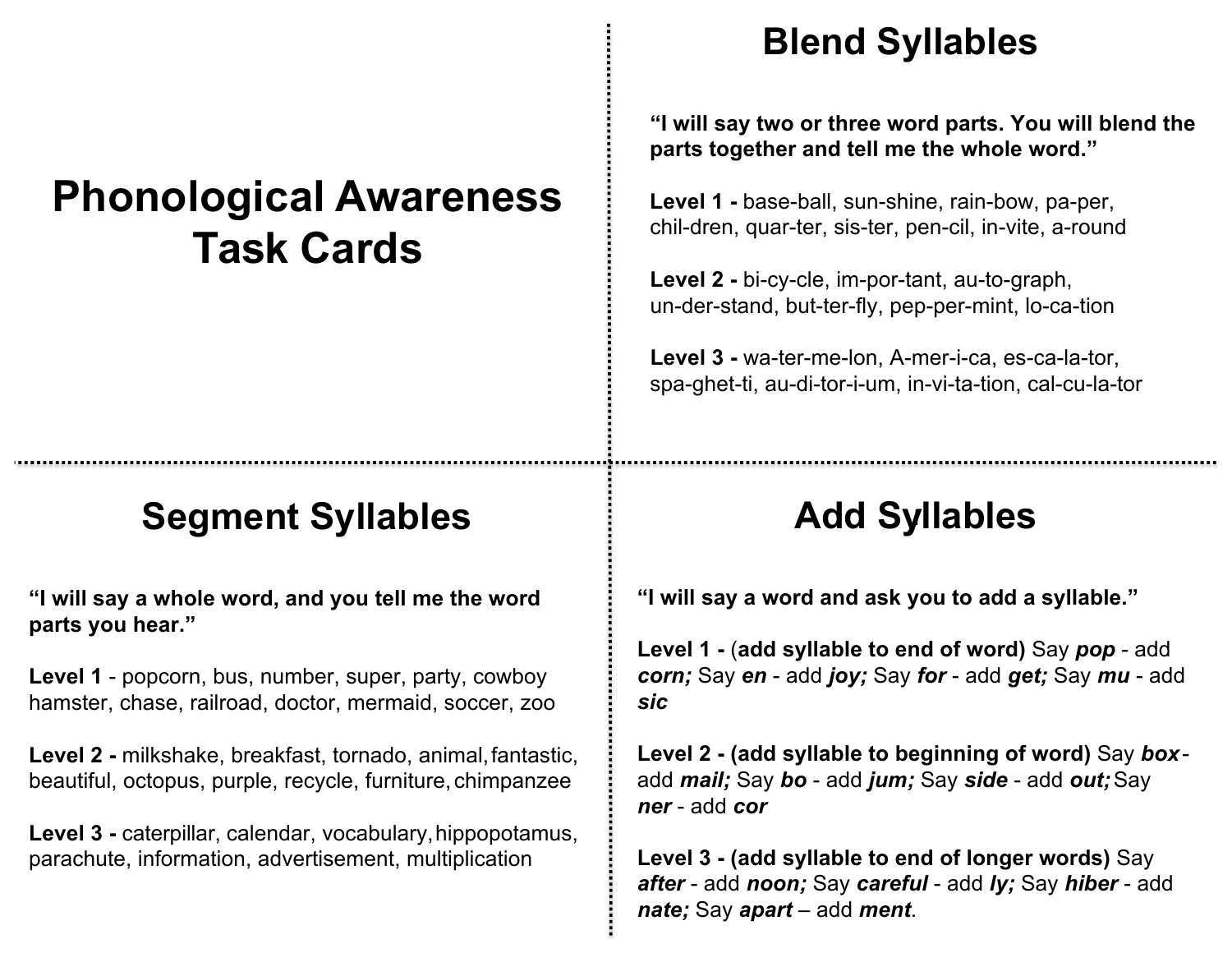# Phonological Awareness Task Cards

## Blend Syllables

**"I will say two or three word parts. You will blend the parts together and tell me the whole word."**

**Level 1 -** base-ball, sun-shine, rain-bow, pa-per, chil-dren, quar-ter, sis-ter, pen-cil, in-vite, a-round

**Level 2 -** bi-cy-cle, im-por-tant, au-to-graph, un-der-stand, but-ter-fly, pep-per-mint, lo-ca-tion

**Level 3 -** wa-ter-me-lon, A-mer-i-ca, es-ca-la-tor, spa-ghet-ti, au-di-tor-i-um, in-vi-ta-tion, cal-cu-la-tor

## Segment Syllables

**"I will say a whole word, and you tell me the word parts you hear."**

**Level 1** - popcorn, bus, number, super, party, cowboy hamster, chase, railroad, doctor, mermaid, soccer, zoo

**Level 2 -** milkshake, breakfast, tornado, animal, fantastic, beautiful, octopus, purple, recycle, furniture, chimpanzee

**Level 3 -** caterpillar, calendar, vocabulary, hippopotamus, parachute, information, advertisement, multiplication

## Add Syllables

**"I will say a word and ask you to add a syllable."**

**Level 1 -** (**add syllable to end of word)** Say ***pop*** - add ***corn;*** Say ***en*** - add ***joy;*** Say ***for*** - add ***get;*** Say ***mu*** - add ***sic***

**Level 2 - (add syllable to beginning of word)** Say ***box*** - add ***mail;*** Say ***bo*** - add ***jum;*** Say ***side*** - add ***out;*** Say ***ner*** - add ***cor***

**Level 3 - (add syllable to end of longer words)** Say ***after*** - add ***noon;*** Say ***careful*** - add ***ly;*** Say ***hiber*** - add ***nate;*** Say ***apart*** – add ***ment***.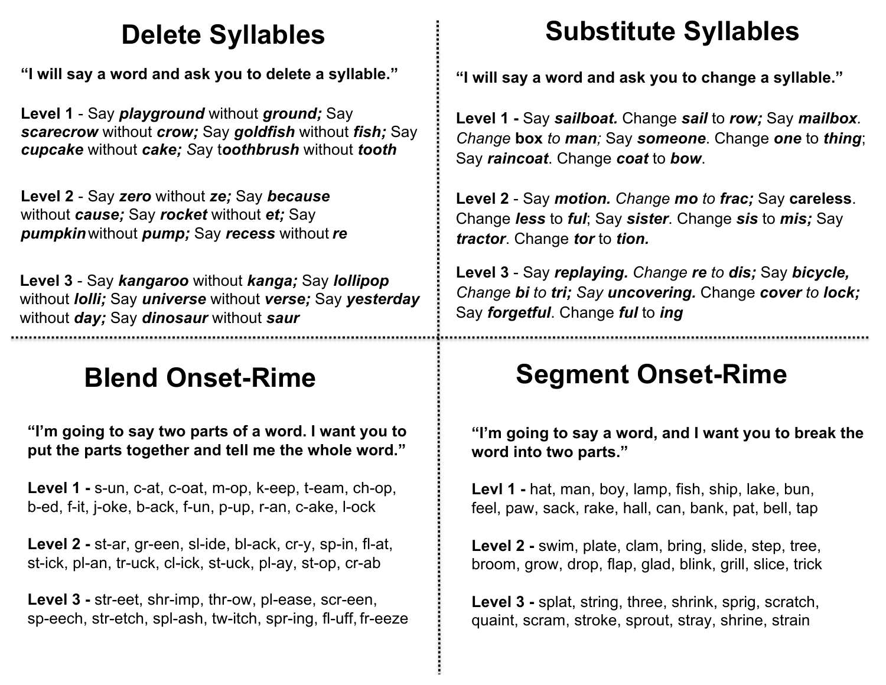## Delete Syllables

**"I will say a word and ask you to delete a syllable."**

**Level 1** - Say ***playground*** without ***ground;*** Say ***scarecrow*** without ***crow;*** Say ***goldfish*** without ***fish;*** Say ***cupcake*** without ***cake;*** *S*ay t***oothbrush*** without ***tooth***

**Level 2** - Say ***zero*** without ***ze;*** Say ***because*** without ***cause;*** Say ***rocket*** without ***et;*** Say ***pumpkin*** without ***pump;*** Say ***recess*** without ***re***

**Level 3** - Say ***kangaroo*** without ***kanga;*** Say ***lollipop*** without ***lolli;*** Say ***universe*** without ***verse;*** Say ***yesterday*** without ***day;*** Say ***dinosaur*** without ***saur***

## Substitute Syllables

**"I will say a word and ask you to change a syllable."**

**Level 1 -** Say ***sailboat.*** Change ***sail*** to ***row;*** Say ***mailbox***. *Change* **box** *to* **man***;* Say ***someone***. Change ***one*** to ***thing***; Say ***raincoat***. Change ***coat*** to ***bow***.

**Level 2** - Say ***motion.*** *Change* ***mo*** *to* ***frac;*** Say **careless**. Change ***less*** to ***ful***; Say ***sister***. Change ***sis*** to ***mis;*** Say ***tractor***. Change ***tor*** to ***tion.***

**Level 3** - Say ***replaying.*** *Change* ***re*** *to* ***dis;*** Say ***bicycle,*** *Change* ***bi*** *to* ***tri;*** *Say* ***uncovering.*** Change ***cover*** to ***lock;*** Say ***forgetful***. Change ***ful*** to ***ing***

## Blend Onset-Rime

**"I'm going to say two parts of a word. I want you to put the parts together and tell me the whole word."**

**Level 1 -** s-un, c-at, c-oat, m-op, k-eep, t-eam, ch-op, b-ed, f-it, j-oke, b-ack, f-un, p-up, r-an, c-ake, l-ock

**Level 2 -** st-ar, gr-een, sl-ide, bl-ack, cr-y, sp-in, fl-at, st-ick, pl-an, tr-uck, cl-ick, st-uck, pl-ay, st-op, cr-ab

**Level 3 -** str-eet, shr-imp, thr-ow, pl-ease, scr-een, sp-eech, str-etch, spl-ash, tw-itch, spr-ing, fl-uff, fr-eeze

## Segment Onset-Rime

**"I'm going to say a word, and I want you to break the word into two parts."**

**Levl 1 -** hat, man, boy, lamp, fish, ship, lake, bun, feel, paw, sack, rake, hall, can, bank, pat, bell, tap

**Level 2 -** swim, plate, clam, bring, slide, step, tree, broom, grow, drop, flap, glad, blink, grill, slice, trick

**Level 3 -** splat, string, three, shrink, sprig, scratch, quaint, scram, stroke, sprout, stray, shrine, strain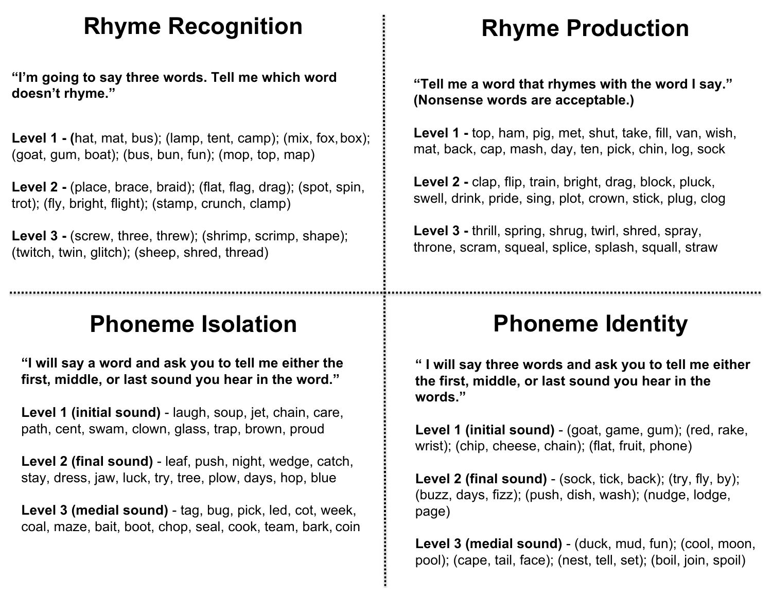## Rhyme Recognition

**"I'm going to say three words. Tell me which word doesn't rhyme."**

**Level 1 - (**hat, mat, bus); (lamp, tent, camp); (mix, fox, box); (goat, gum, boat); (bus, bun, fun); (mop, top, map)

**Level 2 -** (place, brace, braid); (flat, flag, drag); (spot, spin, trot); (fly, bright, flight); (stamp, crunch, clamp)

**Level 3 -** (screw, three, threw); (shrimp, scrimp, shape); (twitch, twin, glitch); (sheep, shred, thread)

## Rhyme Production

**"Tell me a word that rhymes with the word I say." (Nonsense words are acceptable.)**

**Level 1 -** top, ham, pig, met, shut, take, fill, van, wish, mat, back, cap, mash, day, ten, pick, chin, log, sock

**Level 2 -** clap, flip, train, bright, drag, block, pluck, swell, drink, pride, sing, plot, crown, stick, plug, clog

**Level 3 -** thrill, spring, shrug, twirl, shred, spray, throne, scram, squeal, splice, splash, squall, straw

## Phoneme Isolation

**"I will say a word and ask you to tell me either the first, middle, or last sound you hear in the word."**

**Level 1 (initial sound)** - laugh, soup, jet, chain, care, path, cent, swam, clown, glass, trap, brown, proud

**Level 2 (final sound)** - leaf, push, night, wedge, catch, stay, dress, jaw, luck, try, tree, plow, days, hop, blue

**Level 3 (medial sound)** - tag, bug, pick, led, cot, week, coal, maze, bait, boot, chop, seal, cook, team, bark, coin

## Phoneme Identity

**" I will say three words and ask you to tell me either the first, middle, or last sound you hear in the words."**

**Level 1 (initial sound)** - (goat, game, gum); (red, rake, wrist); (chip, cheese, chain); (flat, fruit, phone)

**Level 2 (final sound)** - (sock, tick, back); (try, fly, by); (buzz, days, fizz); (push, dish, wash); (nudge, lodge, page)

**Level 3 (medial sound)** - (duck, mud, fun); (cool, moon, pool); (cape, tail, face); (nest, tell, set); (boil, join, spoil)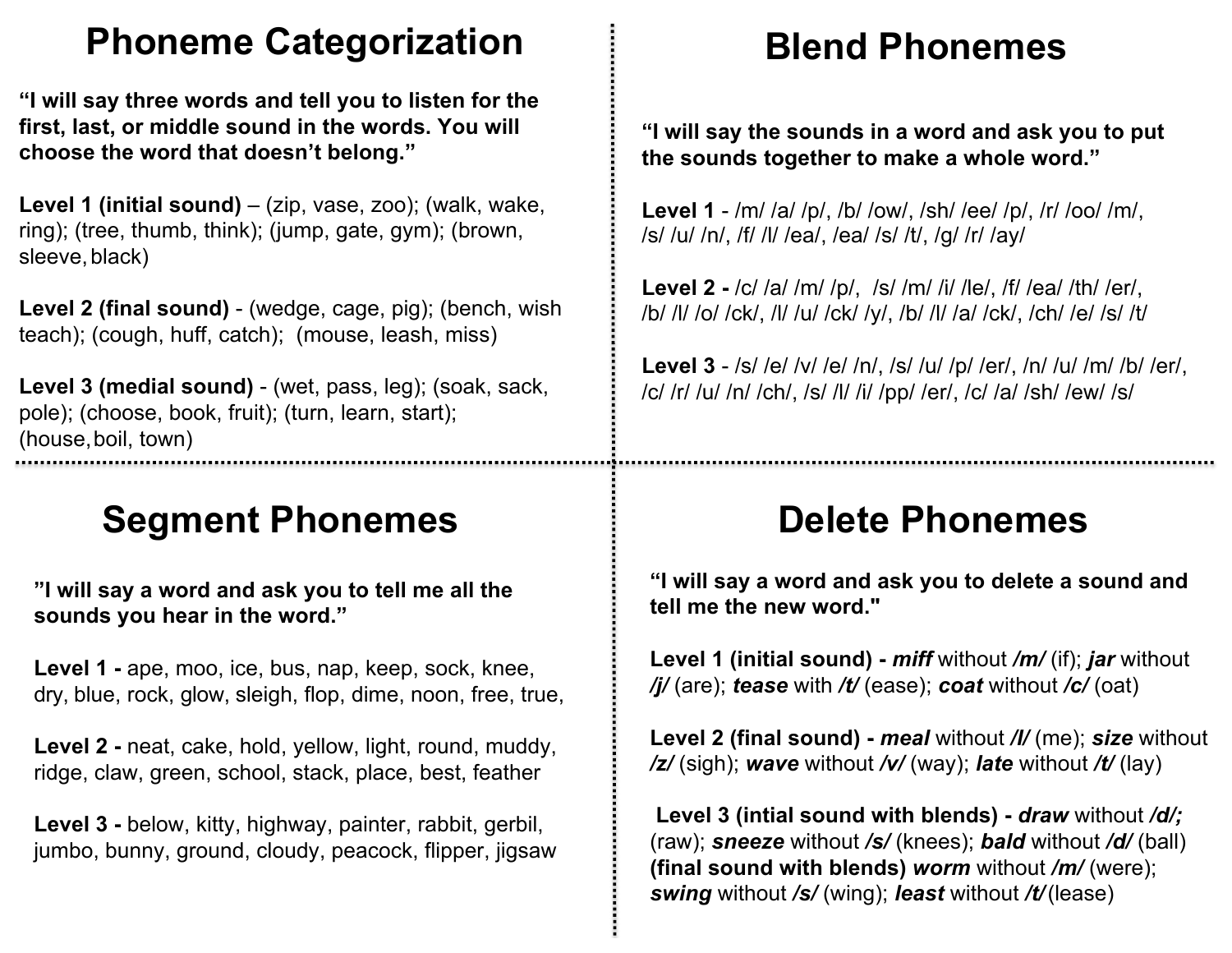# Phoneme Categorization

**"I will say three words and tell you to listen for the first, last, or middle sound in the words. You will choose the word that doesn't belong."**

**Level 1 (initial sound)** – (zip, vase, zoo); (walk, wake, ring); (tree, thumb, think); (jump, gate, gym); (brown, sleeve, black)

**Level 2 (final sound)** - (wedge, cage, pig); (bench, wish teach); (cough, huff, catch); (mouse, leash, miss)

**Level 3 (medial sound)** - (wet, pass, leg); (soak, sack, pole); (choose, book, fruit); (turn, learn, start); (house, boil, town)

# Blend Phonemes

**"I will say the sounds in a word and ask you to put the sounds together to make a whole word."**

**Level 1** - /m/ /a/ /p/, /b/ /ow/, /sh/ /ee/ /p/, /r/ /oo/ /m/, /s/ /u/ /n/, /f/ /l/ /ea/, /ea/ /s/ /t/, /g/ /r/ /ay/

**Level 2 -** /c/ /a/ /m/ /p/, /s/ /m/ /i/ /le/, /f/ /ea/ /th/ /er/, /b/ /l/ /o/ /ck/, /l/ /u/ /ck/ /y/, /b/ /l/ /a/ /ck/, /ch/ /e/ /s/ /t/

**Level 3** - /s/ /e/ /v/ /e/ /n/, /s/ /u/ /p/ /er/, /n/ /u/ /m/ /b/ /er/, /c/ /r/ /u/ /n/ /ch/, /s/ /l/ /i/ /pp/ /er/, /c/ /a/ /sh/ /ew/ /s/

# Segment Phonemes

**"I will say a word and ask you to tell me all the sounds you hear in the word."**

**Level 1 -** ape, moo, ice, bus, nap, keep, sock, knee, dry, blue, rock, glow, sleigh, flop, dime, noon, free, true,

**Level 2 -** neat, cake, hold, yellow, light, round, muddy, ridge, claw, green, school, stack, place, best, feather

**Level 3 -** below, kitty, highway, painter, rabbit, gerbil, jumbo, bunny, ground, cloudy, peacock, flipper, jigsaw

# Delete Phonemes

**"I will say a word and ask you to delete a sound and tell me the new word."**

**Level 1 (initial sound) -** ***miff*** without ***/m/*** (if); ***jar*** without ***/j/*** (are); ***tease*** with ***/t/*** (ease); ***coat*** without ***/c/*** (oat)

**Level 2 (final sound) -** ***meal*** without ***/l/*** (me); ***size*** without ***/z/*** (sigh); ***wave*** without ***/v/*** (way); ***late*** without ***/t/*** (lay)

**Level 3 (intial sound with blends) -** ***draw*** without ***/d/;*** (raw); ***sneeze*** without ***/s/*** (knees); ***bald*** without ***/d/*** (ball) **(final sound with blends)** ***worm*** without ***/m/*** (were); ***swing*** without ***/s/*** (wing); ***least*** without ***/t/*** (lease)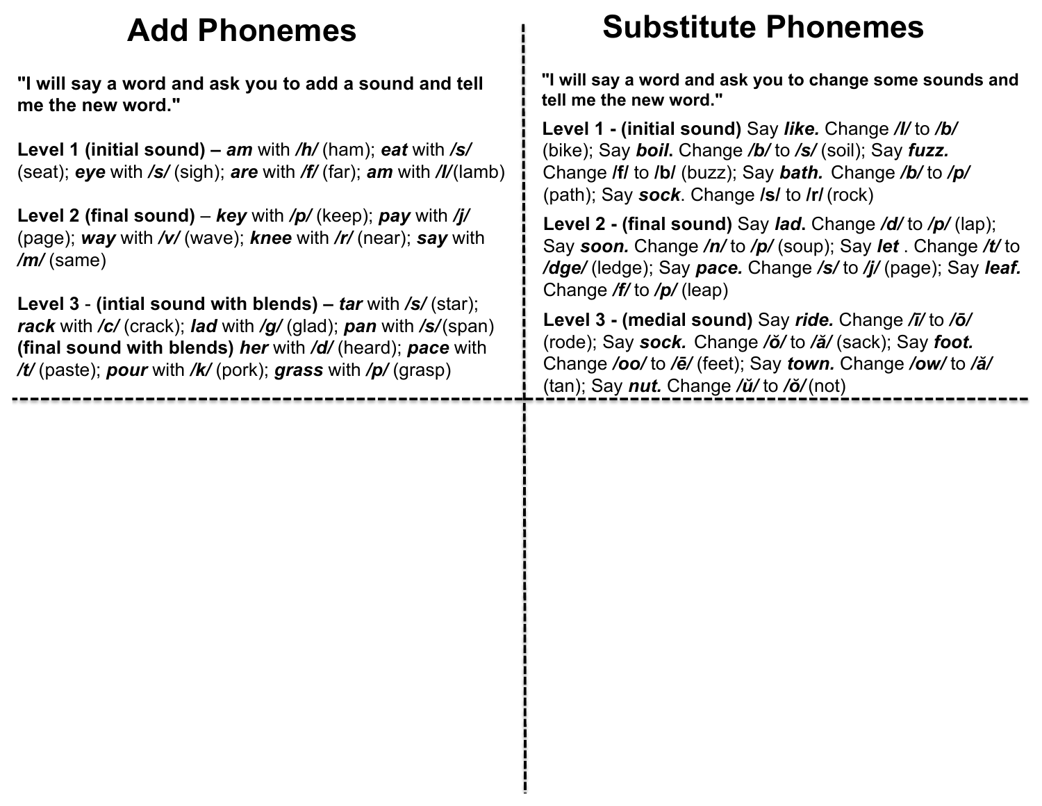## Add Phonemes

**"I will say a word and ask you to add a sound and tell me the new word."**

**Level 1 (initial sound) –** ***am*** with ***/h/*** (ham); ***eat*** with ***/s/*** (seat); ***eye*** with ***/s/*** (sigh); ***are*** with ***/f/*** (far); ***am*** with ***/l/***(lamb)

**Level 2 (final sound)** – ***key*** with ***/p/*** (keep); ***pay*** with ***/j/*** (page); ***way*** with ***/v/*** (wave); ***knee*** with ***/r/*** (near); ***say*** with ***/m/*** (same)

**Level 3** - **(intial sound with blends) –** ***tar*** with ***/s/*** (star); ***rack*** with ***/c/*** (crack); ***lad*** with ***/g/*** (glad); ***pan*** with ***/s/***(span) **(final sound with blends)** ***her*** with ***/d/*** (heard); ***pace*** with ***/t/*** (paste); ***pour*** with ***/k/*** (pork); ***grass*** with ***/p/*** (grasp)

## Substitute Phonemes

**"I will say a word and ask you to change some sounds and tell me the new word."**

**Level 1 - (initial sound)** Say ***like.*** Change ***/l/*** to ***/b/*** (bike); Say ***boil.*** Change ***/b/*** to ***/s/*** (soil); Say ***fuzz.*** Change **/f/** to **/b/** (buzz); Say ***bath.*** Change ***/b/*** to ***/p/*** (path); Say ***sock***. Change **/s/** to **/r/** (rock)

**Level 2 - (final sound)** Say ***lad***. Change ***/d/*** to ***/p/*** (lap); Say ***soon.*** Change ***/n/*** to ***/p/*** (soup); Say ***let*** . Change ***/t/*** to ***/dge/*** (ledge); Say ***pace.*** Change ***/s/*** to ***/j/*** (page); Say ***leaf.*** Change ***/f/*** to ***/p/*** (leap)

**Level 3 - (medial sound)** Say ***ride.*** Change ***/ī/*** to ***/ō/*** (rode); Say ***sock.*** Change ***/ŏ/*** to ***/ă/*** (sack); Say ***foot.*** Change ***/oo/*** to ***/ē/*** (feet); Say ***town.*** Change ***/ow/*** to ***/ă/*** (tan); Say ***nut.*** Change ***/ŭ/*** to ***/ŏ/***(not)